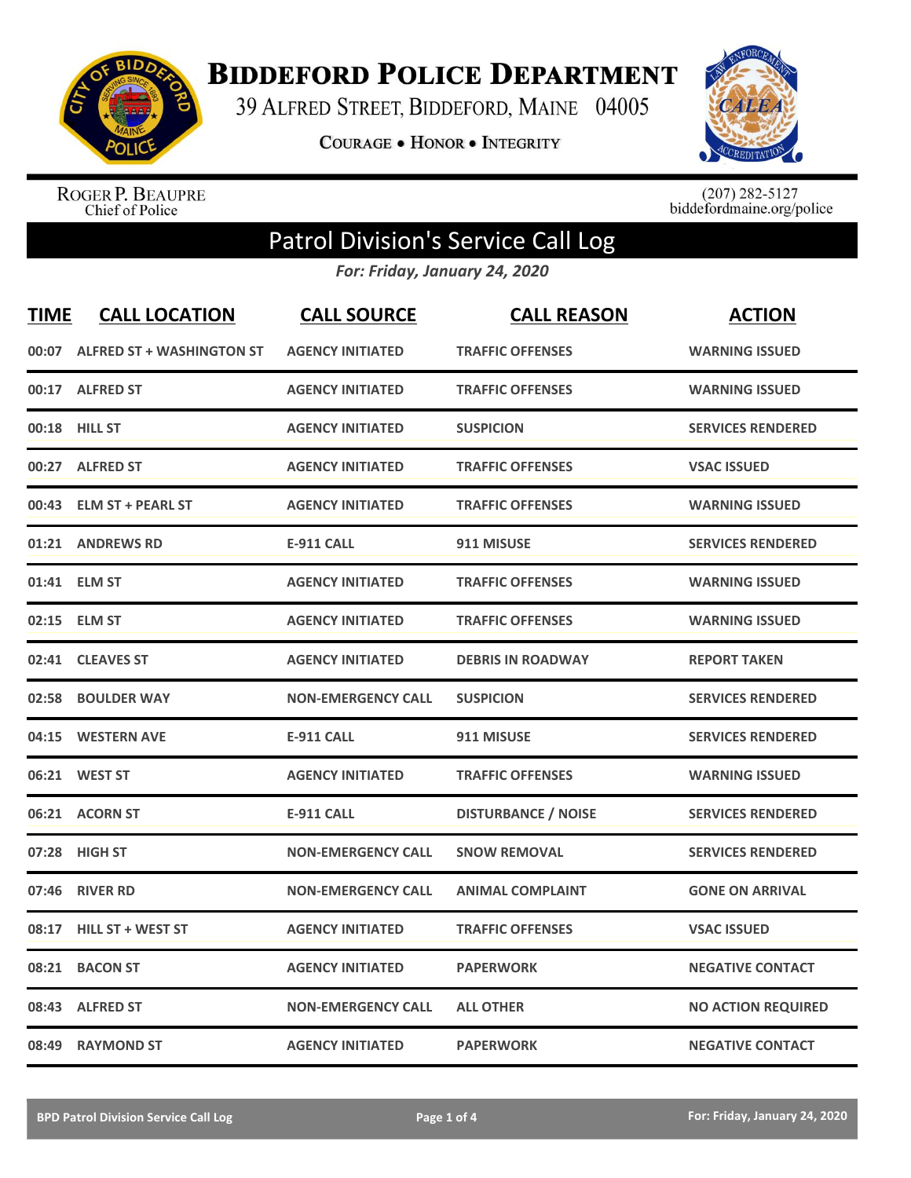# Biddeford Police Department

39 Alfred Street, Biddeford, Maine 04005

Courage • Honor • Integrity

Roger P. Beaupre
Chief of Police

(207) 282-5127
biddefordmaine.org/police

## Patrol Division's Service Call Log

*For: Friday, January 24, 2020*

| TIME | CALL LOCATION | CALL SOURCE | CALL REASON | ACTION |
|---|---|---|---|---|
| 00:07 | ALFRED ST + WASHINGTON ST | AGENCY INITIATED | TRAFFIC OFFENSES | WARNING ISSUED |
| 00:17 | ALFRED ST | AGENCY INITIATED | TRAFFIC OFFENSES | WARNING ISSUED |
| 00:18 | HILL ST | AGENCY INITIATED | SUSPICION | SERVICES RENDERED |
| 00:27 | ALFRED ST | AGENCY INITIATED | TRAFFIC OFFENSES | VSAC ISSUED |
| 00:43 | ELM ST + PEARL ST | AGENCY INITIATED | TRAFFIC OFFENSES | WARNING ISSUED |
| 01:21 | ANDREWS RD | E-911 CALL | 911 MISUSE | SERVICES RENDERED |
| 01:41 | ELM ST | AGENCY INITIATED | TRAFFIC OFFENSES | WARNING ISSUED |
| 02:15 | ELM ST | AGENCY INITIATED | TRAFFIC OFFENSES | WARNING ISSUED |
| 02:41 | CLEAVES ST | AGENCY INITIATED | DEBRIS IN ROADWAY | REPORT TAKEN |
| 02:58 | BOULDER WAY | NON-EMERGENCY CALL | SUSPICION | SERVICES RENDERED |
| 04:15 | WESTERN AVE | E-911 CALL | 911 MISUSE | SERVICES RENDERED |
| 06:21 | WEST ST | AGENCY INITIATED | TRAFFIC OFFENSES | WARNING ISSUED |
| 06:21 | ACORN ST | E-911 CALL | DISTURBANCE / NOISE | SERVICES RENDERED |
| 07:28 | HIGH ST | NON-EMERGENCY CALL | SNOW REMOVAL | SERVICES RENDERED |
| 07:46 | RIVER RD | NON-EMERGENCY CALL | ANIMAL COMPLAINT | GONE ON ARRIVAL |
| 08:17 | HILL ST + WEST ST | AGENCY INITIATED | TRAFFIC OFFENSES | VSAC ISSUED |
| 08:21 | BACON ST | AGENCY INITIATED | PAPERWORK | NEGATIVE CONTACT |
| 08:43 | ALFRED ST | NON-EMERGENCY CALL | ALL OTHER | NO ACTION REQUIRED |
| 08:49 | RAYMOND ST | AGENCY INITIATED | PAPERWORK | NEGATIVE CONTACT |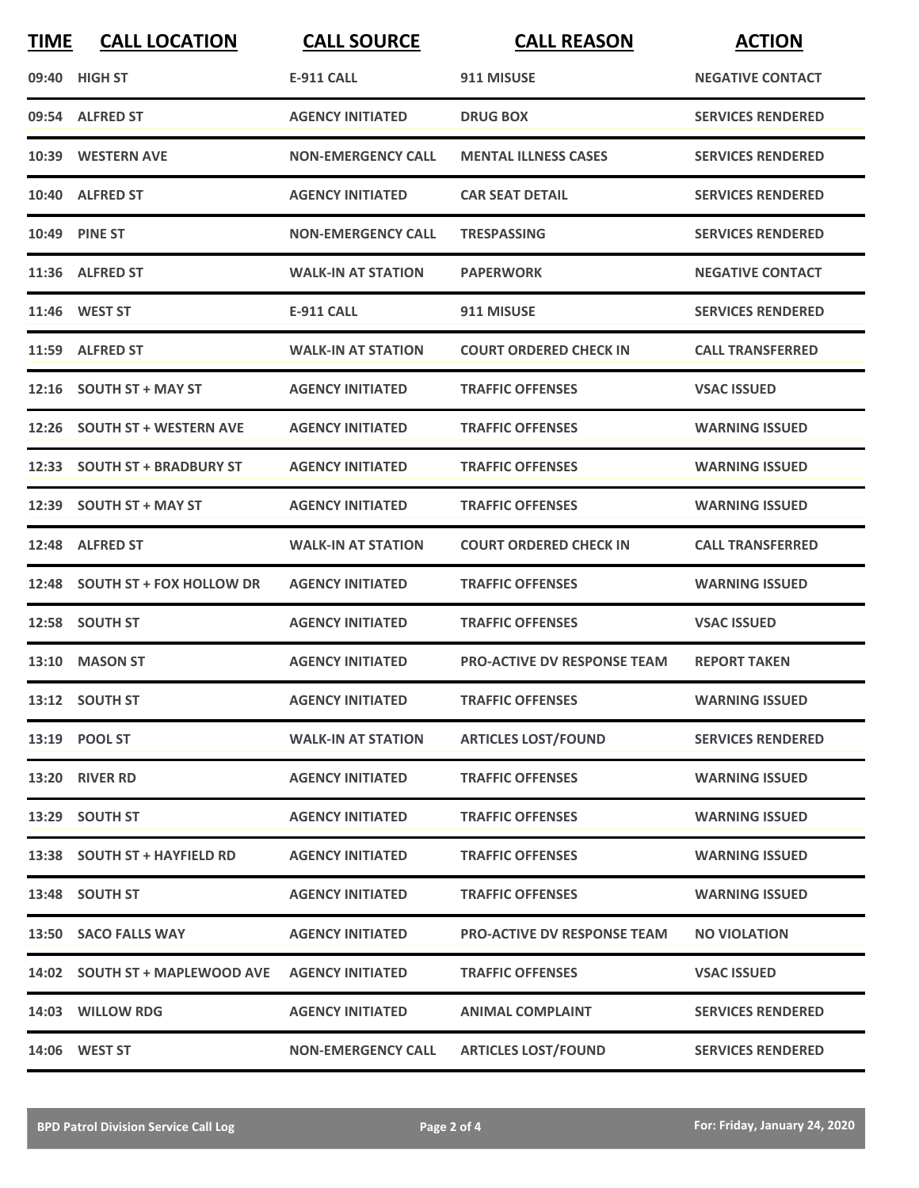| TIME | CALL LOCATION | CALL SOURCE | CALL REASON | ACTION |
|---|---|---|---|---|
| 09:40 | HIGH ST | E-911 CALL | 911 MISUSE | NEGATIVE CONTACT |
| 09:54 | ALFRED ST | AGENCY INITIATED | DRUG BOX | SERVICES RENDERED |
| 10:39 | WESTERN AVE | NON-EMERGENCY CALL | MENTAL ILLNESS CASES | SERVICES RENDERED |
| 10:40 | ALFRED ST | AGENCY INITIATED | CAR SEAT DETAIL | SERVICES RENDERED |
| 10:49 | PINE ST | NON-EMERGENCY CALL | TRESPASSING | SERVICES RENDERED |
| 11:36 | ALFRED ST | WALK-IN AT STATION | PAPERWORK | NEGATIVE CONTACT |
| 11:46 | WEST ST | E-911 CALL | 911 MISUSE | SERVICES RENDERED |
| 11:59 | ALFRED ST | WALK-IN AT STATION | COURT ORDERED CHECK IN | CALL TRANSFERRED |
| 12:16 | SOUTH ST + MAY ST | AGENCY INITIATED | TRAFFIC OFFENSES | VSAC ISSUED |
| 12:26 | SOUTH ST + WESTERN AVE | AGENCY INITIATED | TRAFFIC OFFENSES | WARNING ISSUED |
| 12:33 | SOUTH ST + BRADBURY ST | AGENCY INITIATED | TRAFFIC OFFENSES | WARNING ISSUED |
| 12:39 | SOUTH ST + MAY ST | AGENCY INITIATED | TRAFFIC OFFENSES | WARNING ISSUED |
| 12:48 | ALFRED ST | WALK-IN AT STATION | COURT ORDERED CHECK IN | CALL TRANSFERRED |
| 12:48 | SOUTH ST + FOX HOLLOW DR | AGENCY INITIATED | TRAFFIC OFFENSES | WARNING ISSUED |
| 12:58 | SOUTH ST | AGENCY INITIATED | TRAFFIC OFFENSES | VSAC ISSUED |
| 13:10 | MASON ST | AGENCY INITIATED | PRO-ACTIVE DV RESPONSE TEAM | REPORT TAKEN |
| 13:12 | SOUTH ST | AGENCY INITIATED | TRAFFIC OFFENSES | WARNING ISSUED |
| 13:19 | POOL ST | WALK-IN AT STATION | ARTICLES LOST/FOUND | SERVICES RENDERED |
| 13:20 | RIVER RD | AGENCY INITIATED | TRAFFIC OFFENSES | WARNING ISSUED |
| 13:29 | SOUTH ST | AGENCY INITIATED | TRAFFIC OFFENSES | WARNING ISSUED |
| 13:38 | SOUTH ST + HAYFIELD RD | AGENCY INITIATED | TRAFFIC OFFENSES | WARNING ISSUED |
| 13:48 | SOUTH ST | AGENCY INITIATED | TRAFFIC OFFENSES | WARNING ISSUED |
| 13:50 | SACO FALLS WAY | AGENCY INITIATED | PRO-ACTIVE DV RESPONSE TEAM | NO VIOLATION |
| 14:02 | SOUTH ST + MAPLEWOOD AVE | AGENCY INITIATED | TRAFFIC OFFENSES | VSAC ISSUED |
| 14:03 | WILLOW RDG | AGENCY INITIATED | ANIMAL COMPLAINT | SERVICES RENDERED |
| 14:06 | WEST ST | NON-EMERGENCY CALL | ARTICLES LOST/FOUND | SERVICES RENDERED |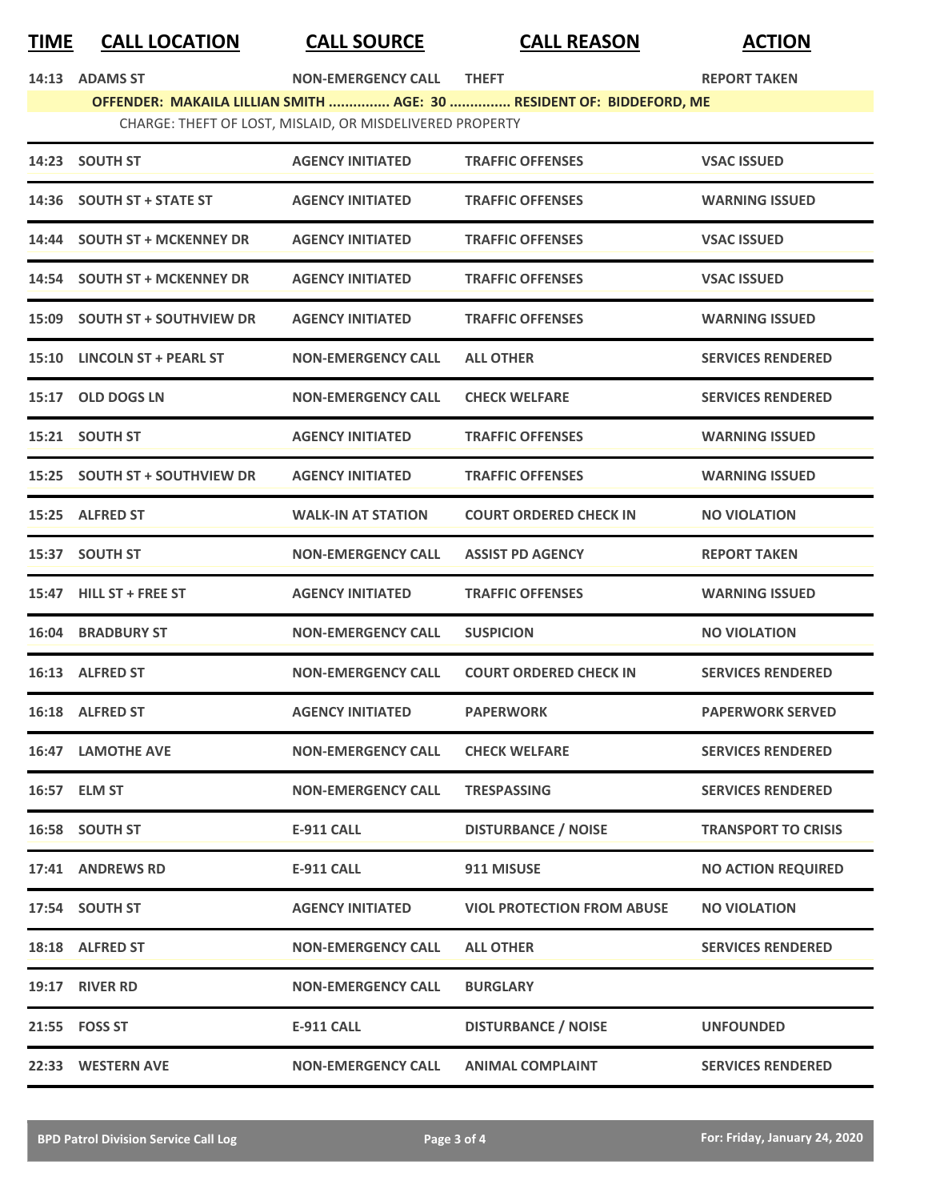| TIME | CALL LOCATION | CALL SOURCE | CALL REASON | ACTION |
|---|---|---|---|---|
| 14:13 | ADAMS ST | NON-EMERGENCY CALL | THEFT | REPORT TAKEN |
| OFFENDER: MAKAILA LILLIAN SMITH ............... AGE: 30 ............... RESIDENT OF: BIDDEFORD, ME | | | | |
| CHARGE: THEFT OF LOST, MISLAID, OR MISDELIVERED PROPERTY | | | | |
| 14:23 | SOUTH ST | AGENCY INITIATED | TRAFFIC OFFENSES | VSAC ISSUED |
| 14:36 | SOUTH ST + STATE ST | AGENCY INITIATED | TRAFFIC OFFENSES | WARNING ISSUED |
| 14:44 | SOUTH ST + MCKENNEY DR | AGENCY INITIATED | TRAFFIC OFFENSES | VSAC ISSUED |
| 14:54 | SOUTH ST + MCKENNEY DR | AGENCY INITIATED | TRAFFIC OFFENSES | VSAC ISSUED |
| 15:09 | SOUTH ST + SOUTHVIEW DR | AGENCY INITIATED | TRAFFIC OFFENSES | WARNING ISSUED |
| 15:10 | LINCOLN ST + PEARL ST | NON-EMERGENCY CALL | ALL OTHER | SERVICES RENDERED |
| 15:17 | OLD DOGS LN | NON-EMERGENCY CALL | CHECK WELFARE | SERVICES RENDERED |
| 15:21 | SOUTH ST | AGENCY INITIATED | TRAFFIC OFFENSES | WARNING ISSUED |
| 15:25 | SOUTH ST + SOUTHVIEW DR | AGENCY INITIATED | TRAFFIC OFFENSES | WARNING ISSUED |
| 15:25 | ALFRED ST | WALK-IN AT STATION | COURT ORDERED CHECK IN | NO VIOLATION |
| 15:37 | SOUTH ST | NON-EMERGENCY CALL | ASSIST PD AGENCY | REPORT TAKEN |
| 15:47 | HILL ST + FREE ST | AGENCY INITIATED | TRAFFIC OFFENSES | WARNING ISSUED |
| 16:04 | BRADBURY ST | NON-EMERGENCY CALL | SUSPICION | NO VIOLATION |
| 16:13 | ALFRED ST | NON-EMERGENCY CALL | COURT ORDERED CHECK IN | SERVICES RENDERED |
| 16:18 | ALFRED ST | AGENCY INITIATED | PAPERWORK | PAPERWORK SERVED |
| 16:47 | LAMOTHE AVE | NON-EMERGENCY CALL | CHECK WELFARE | SERVICES RENDERED |
| 16:57 | ELM ST | NON-EMERGENCY CALL | TRESPASSING | SERVICES RENDERED |
| 16:58 | SOUTH ST | E-911 CALL | DISTURBANCE / NOISE | TRANSPORT TO CRISIS |
| 17:41 | ANDREWS RD | E-911 CALL | 911 MISUSE | NO ACTION REQUIRED |
| 17:54 | SOUTH ST | AGENCY INITIATED | VIOL PROTECTION FROM ABUSE | NO VIOLATION |
| 18:18 | ALFRED ST | NON-EMERGENCY CALL | ALL OTHER | SERVICES RENDERED |
| 19:17 | RIVER RD | NON-EMERGENCY CALL | BURGLARY | |
| 21:55 | FOSS ST | E-911 CALL | DISTURBANCE / NOISE | UNFOUNDED |
| 22:33 | WESTERN AVE | NON-EMERGENCY CALL | ANIMAL COMPLAINT | SERVICES RENDERED |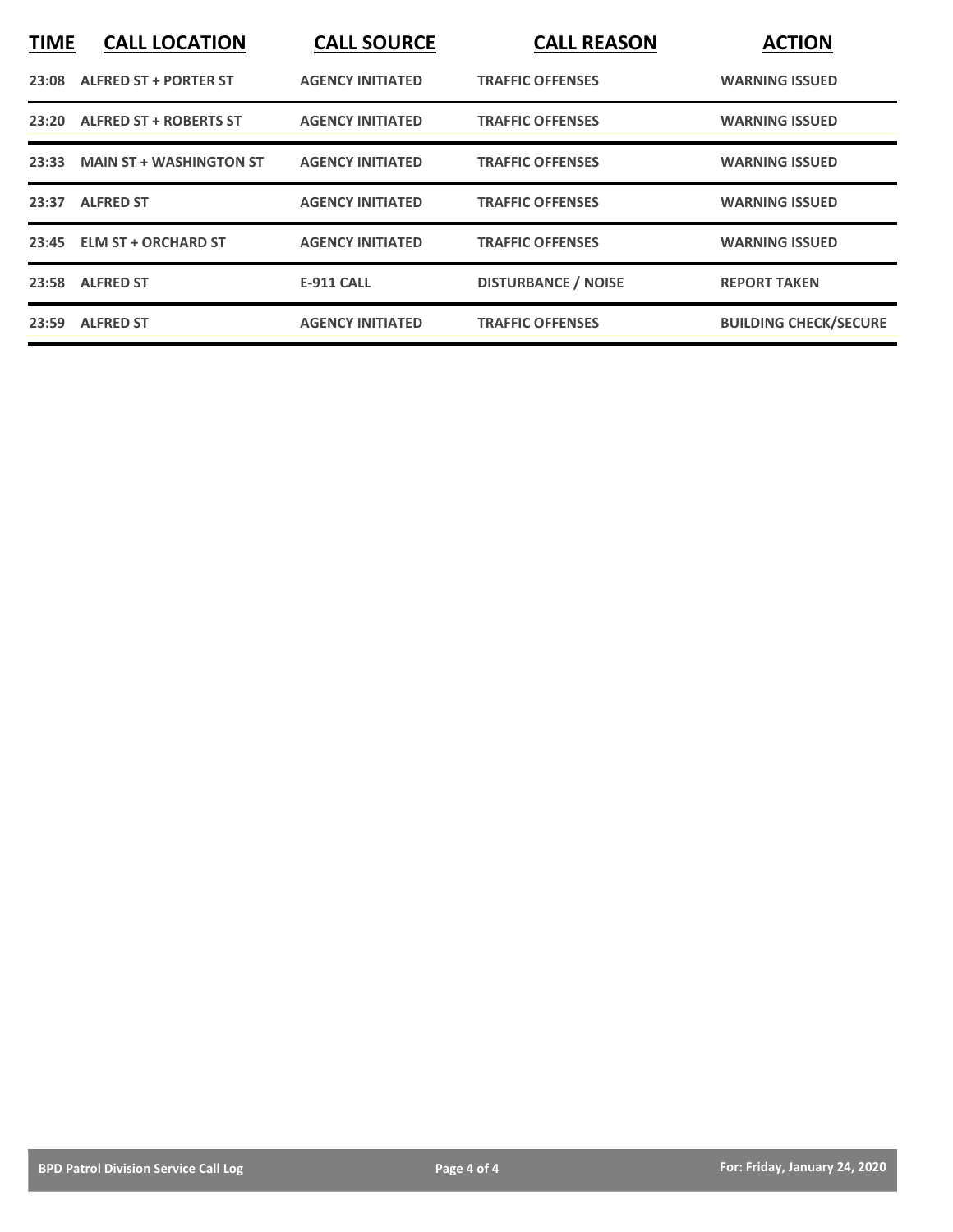| TIME | CALL LOCATION | CALL SOURCE | CALL REASON | ACTION |
|---|---|---|---|---|
| 23:08 | ALFRED ST + PORTER ST | AGENCY INITIATED | TRAFFIC OFFENSES | WARNING ISSUED |
| 23:20 | ALFRED ST + ROBERTS ST | AGENCY INITIATED | TRAFFIC OFFENSES | WARNING ISSUED |
| 23:33 | MAIN ST + WASHINGTON ST | AGENCY INITIATED | TRAFFIC OFFENSES | WARNING ISSUED |
| 23:37 | ALFRED ST | AGENCY INITIATED | TRAFFIC OFFENSES | WARNING ISSUED |
| 23:45 | ELM ST + ORCHARD ST | AGENCY INITIATED | TRAFFIC OFFENSES | WARNING ISSUED |
| 23:58 | ALFRED ST | E-911 CALL | DISTURBANCE / NOISE | REPORT TAKEN |
| 23:59 | ALFRED ST | AGENCY INITIATED | TRAFFIC OFFENSES | BUILDING CHECK/SECURE |